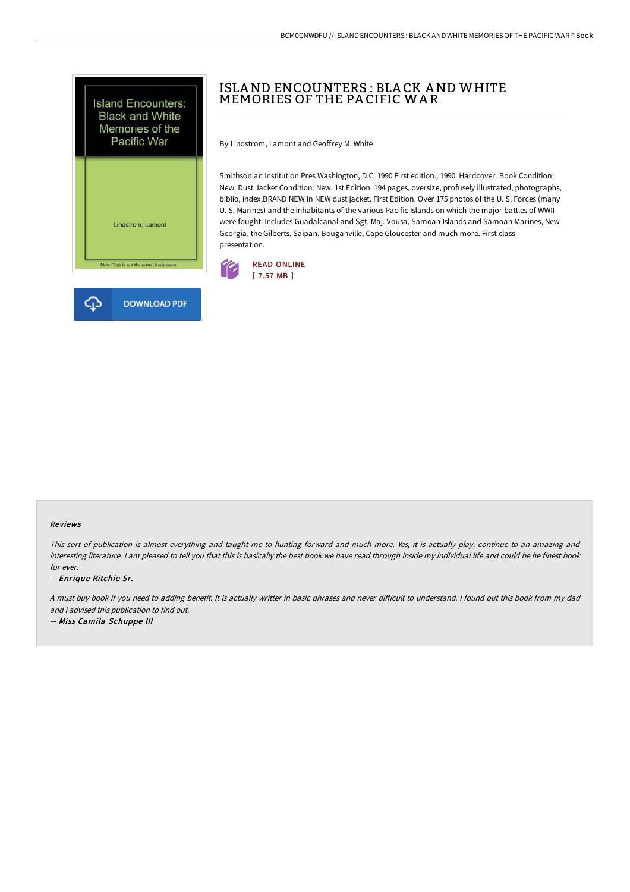# ISLAND ENCOUNTERS : BLACK AND WHITE MEMORIES OF THE PACIFIC WAR

By Lindstrom, Lamont and Geoffrey M. White

Smithsonian Institution Pres Washington, D.C. 1990 First edition., 1990. Hardcover. Book Condition: New. Dust Jacket Condition: New. 1st Edition. 194 pages, oversize, profusely illustrated, photographs, biblio, index,BRAND NEW in NEW dust jacket. First Edition. Over 175 photos of the U. S. Forces (many U. S. Marines) and the inhabitants of the various Pacific Islands on which the major battles of WWII were fought. Includes Guadalcanal and Sgt. Maj. Vousa, Samoan Islands and Samoan Marines, New Georgia, the Gilberts, Saipan, Bouganville, Cape Gloucester and much more. First class presentation.

READ ONLINE
[ 7.57 MB ]

DOWNLOAD PDF

### Reviews

*This sort of publication is almost everything and taught me to hunting forward and much more. Yes, it is actually play, continue to an amazing and interesting literature. I am pleased to tell you that this is basically the best book we have read through inside my individual life and could be he finest book for ever.*

-- ***Enrique Ritchie Sr.***

*A must buy book if you need to adding benefit. It is actually writter in basic phrases and never difficult to understand. I found out this book from my dad and i advised this publication to find out.*

-- ***Miss Camila Schuppe III***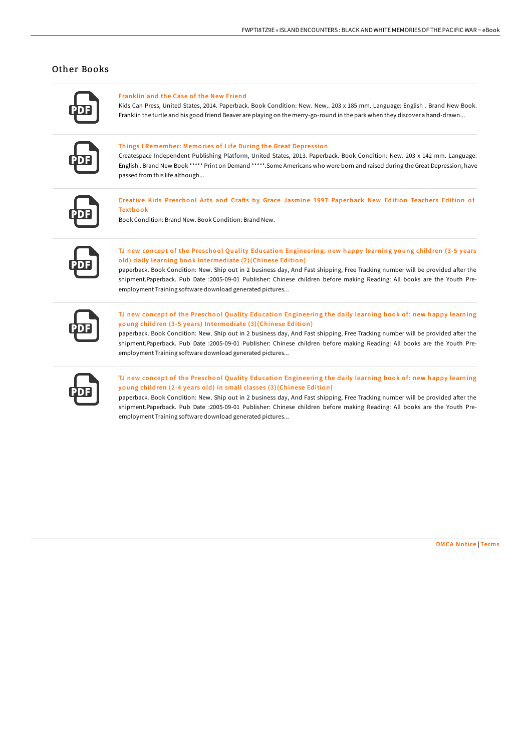## Other Books

### Franklin and the Case of the New Friend

Kids Can Press, United States, 2014. Paperback. Book Condition: New. New.. 203 x 185 mm. Language: English . Brand New Book. Franklin the turtle and his good friend Beaver are playing on the merry-go-round in the park when they discover a hand-drawn...

### Things I Remember: Memories of Life During the Great Depression

Createspace Independent Publishing Platform, United States, 2013. Paperback. Book Condition: New. 203 x 142 mm. Language: English . Brand New Book ***** Print on Demand *****.Some Americans who were born and raised during the Great Depression, have passed from this life although...

### Creative Kids Preschool Arts and Crafts by Grace Jasmine 1997 Paperback New Edition Teachers Edition of Textbook

Book Condition: Brand New. Book Condition: Brand New.

### TJ new concept of the Preschool Quality Education Engineering: new happy learning young children (3-5 years old) daily learning book Intermediate (2)(Chinese Edition)

paperback. Book Condition: New. Ship out in 2 business day, And Fast shipping, Free Tracking number will be provided after the shipment.Paperback. Pub Date :2005-09-01 Publisher: Chinese children before making Reading: All books are the Youth Pre-employment Training software download generated pictures...

### TJ new concept of the Preschool Quality Education Engineering the daily learning book of: new happy learning young children (3-5 years) Intermediate (3)(Chinese Edition)

paperback. Book Condition: New. Ship out in 2 business day, And Fast shipping, Free Tracking number will be provided after the shipment.Paperback. Pub Date :2005-09-01 Publisher: Chinese children before making Reading: All books are the Youth Pre-employment Training software download generated pictures...

### TJ new concept of the Preschool Quality Education Engineering the daily learning book of: new happy learning young children (2-4 years old) in small classes (3)(Chinese Edition)

paperback. Book Condition: New. Ship out in 2 business day, And Fast shipping, Free Tracking number will be provided after the shipment.Paperback. Pub Date :2005-09-01 Publisher: Chinese children before making Reading: All books are the Youth Pre-employment Training software download generated pictures...

DMCA Notice | Terms